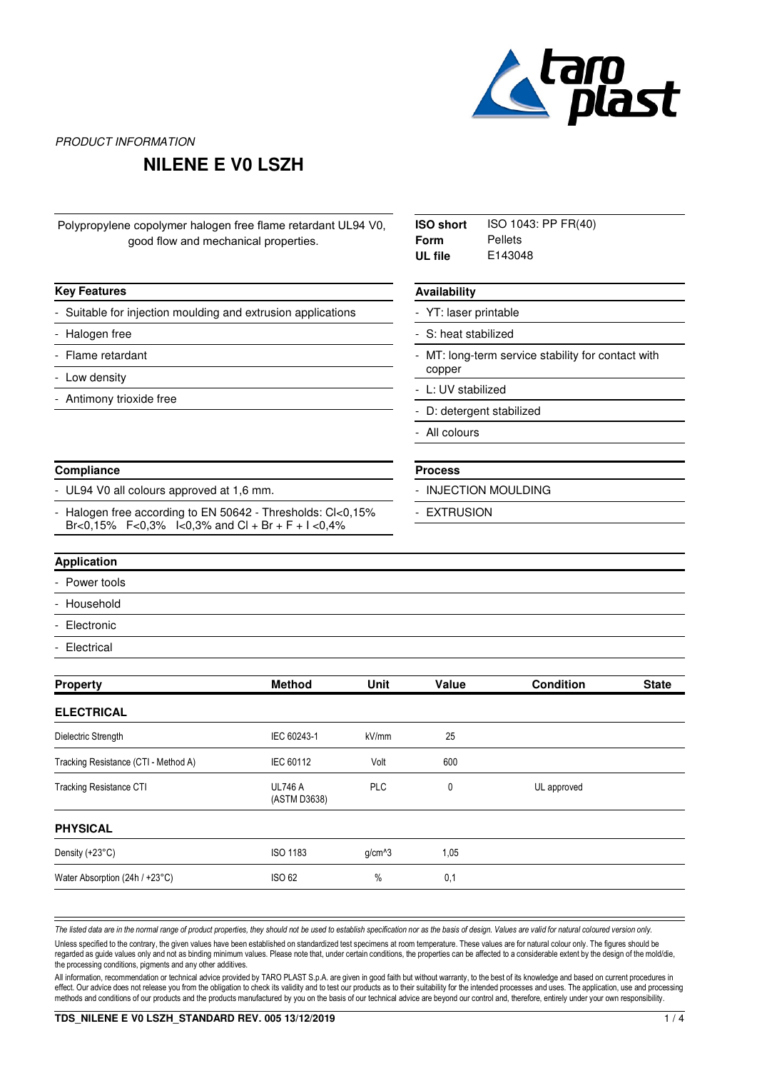*PRODUCT INFORMATION*

# NILENE E V0 LSZH

Polypropylene copolymer halogen free flame retardant UL94 V0, good flow and mechanical properties.

| | |
|---|---|
| **ISO short** | ISO 1043: PP FR(40) |
| **Form** | Pellets |
| **UL file** | E143048 |

## Key Features

- Suitable for injection moulding and extrusion applications
- Halogen free
- Flame retardant
- Low density
- Antimony trioxide free

## Availability

- YT: laser printable
- S: heat stabilized
- MT: long-term service stability for contact with copper
- L: UV stabilized
- D: detergent stabilized
- All colours

## Compliance

- UL94 V0 all colours approved at 1,6 mm.
- Halogen free according to EN 50642 - Thresholds: Cl<0,15% Br<0,15% F<0,3% I<0,3% and Cl + Br + F + I <0,4%

## Process

- INJECTION MOULDING
- EXTRUSION

## Application

- Power tools
- Household
- Electronic
- Electrical

| Property | Method | Unit | Value | Condition | State |
|---|---|---|---|---|---|
| **ELECTRICAL** | | | | | |
| Dielectric Strength | IEC 60243-1 | kV/mm | 25 | | |
| Tracking Resistance (CTI - Method A) | IEC 60112 | Volt | 600 | | |
| Tracking Resistance CTI | UL746 A (ASTM D3638) | PLC | 0 | UL approved | |
| **PHYSICAL** | | | | | |
| Density (+23°C) | ISO 1183 | g/cm^3 | 1,05 | | |
| Water Absorption (24h / +23°C) | ISO 62 | % | 0,1 | | |

*The listed data are in the normal range of product properties, they should not be used to establish specification nor as the basis of design. Values are valid for natural coloured version only.*

Unless specified to the contrary, the given values have been established on standardized test specimens at room temperature. These values are for natural colour only. The figures should be regarded as guide values only and not as binding minimum values. Please note that, under certain conditions, the properties can be affected to a considerable extent by the design of the mold/die, the processing conditions, pigments and any other additives.

All information, recommendation or technical advice provided by TARO PLAST S.p.A. are given in good faith but without warranty, to the best of its knowledge and based on current procedures in effect. Our advice does not release you from the obligation to check its validity and to test our products as to their suitability for the intended processes and uses. The application, use and processing methods and conditions of our products and the products manufactured by you on the basis of our technical advice are beyond our control and, therefore, entirely under your own responsibility.

**TDS_NILENE E V0 LSZH_STANDARD REV. 005 13/12/2019**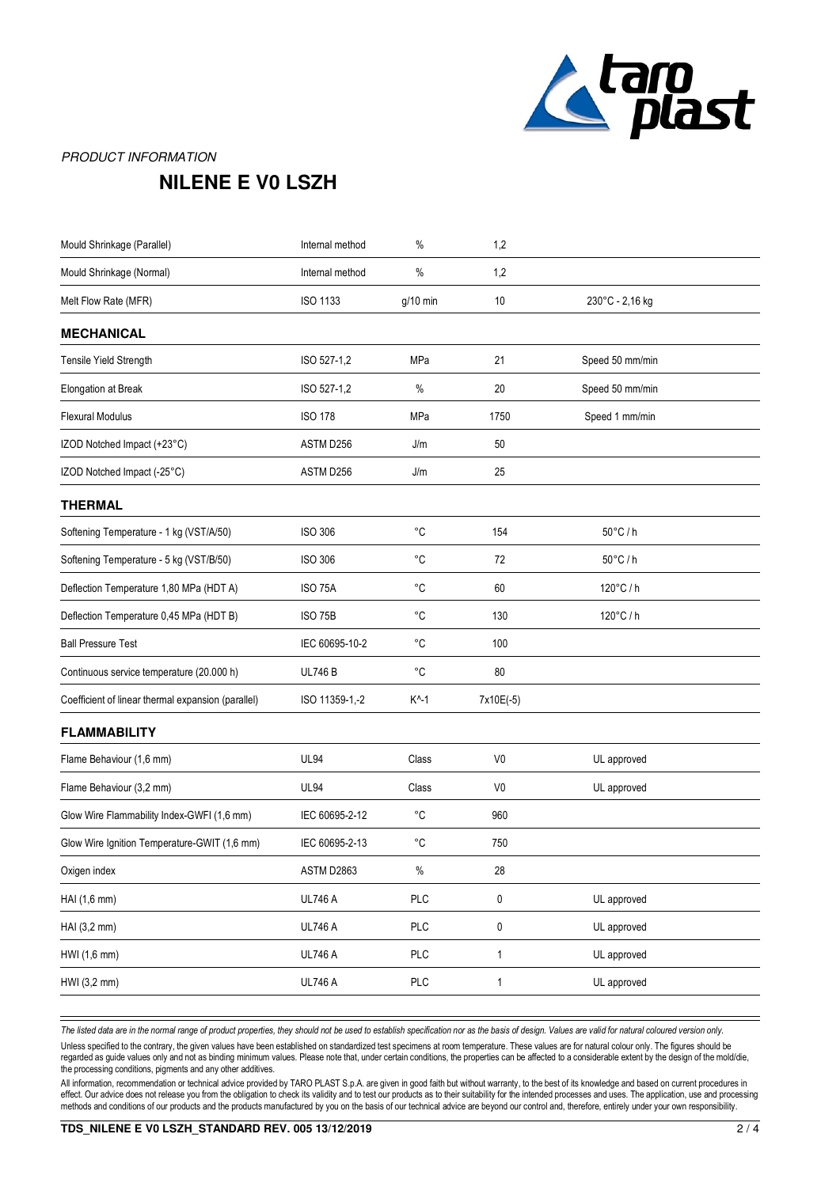*PRODUCT INFORMATION*

# NILENE E V0 LSZH

| | | | | |
|---|---|---|---|---|
| Mould Shrinkage (Parallel) | Internal method | % | 1,2 | |
| Mould Shrinkage (Normal) | Internal method | % | 1,2 | |
| Melt Flow Rate (MFR) | ISO 1133 | g/10 min | 10 | 230°C - 2,16 kg |
| **MECHANICAL** | | | | |
| Tensile Yield Strength | ISO 527-1,2 | MPa | 21 | Speed 50 mm/min |
| Elongation at Break | ISO 527-1,2 | % | 20 | Speed 50 mm/min |
| Flexural Modulus | ISO 178 | MPa | 1750 | Speed 1 mm/min |
| IZOD Notched Impact (+23°C) | ASTM D256 | J/m | 50 | |
| IZOD Notched Impact (-25°C) | ASTM D256 | J/m | 25 | |
| **THERMAL** | | | | |
| Softening Temperature - 1 kg (VST/A/50) | ISO 306 | °C | 154 | 50°C / h |
| Softening Temperature - 5 kg (VST/B/50) | ISO 306 | °C | 72 | 50°C / h |
| Deflection Temperature 1,80 MPa (HDT A) | ISO 75A | °C | 60 | 120°C / h |
| Deflection Temperature 0,45 MPa (HDT B) | ISO 75B | °C | 130 | 120°C / h |
| Ball Pressure Test | IEC 60695-10-2 | °C | 100 | |
| Continuous service temperature (20.000 h) | UL746 B | °C | 80 | |
| Coefficient of linear thermal expansion (parallel) | ISO 11359-1,-2 | K^-1 | 7x10E(-5) | |
| **FLAMMABILITY** | | | | |
| Flame Behaviour (1,6 mm) | UL94 | Class | V0 | UL approved |
| Flame Behaviour (3,2 mm) | UL94 | Class | V0 | UL approved |
| Glow Wire Flammability Index-GWFI (1,6 mm) | IEC 60695-2-12 | °C | 960 | |
| Glow Wire Ignition Temperature-GWIT (1,6 mm) | IEC 60695-2-13 | °C | 750 | |
| Oxigen index | ASTM D2863 | % | 28 | |
| HAI (1,6 mm) | UL746 A | PLC | 0 | UL approved |
| HAI (3,2 mm) | UL746 A | PLC | 0 | UL approved |
| HWI (1,6 mm) | UL746 A | PLC | 1 | UL approved |
| HWI (3,2 mm) | UL746 A | PLC | 1 | UL approved |

*The listed data are in the normal range of product properties, they should not be used to establish specification nor as the basis of design. Values are valid for natural coloured version only.*

Unless specified to the contrary, the given values have been established on standardized test specimens at room temperature. These values are for natural colour only. The figures should be regarded as guide values only and not as binding minimum values. Please note that, under certain conditions, the properties can be affected to a considerable extent by the design of the mold/die, the processing conditions, pigments and any other additives.

All information, recommendation or technical advice provided by TARO PLAST S.p.A. are given in good faith but without warranty, to the best of its knowledge and based on current procedures in effect. Our advice does not release you from the obligation to check its validity and to test our products as to their suitability for the intended processes and uses. The application, use and processing methods and conditions of our products and the products manufactured by you on the basis of our technical advice are beyond our control and, therefore, entirely under your own responsibility.

**TDS_NILENE E V0 LSZH_STANDARD REV. 005 13/12/2019**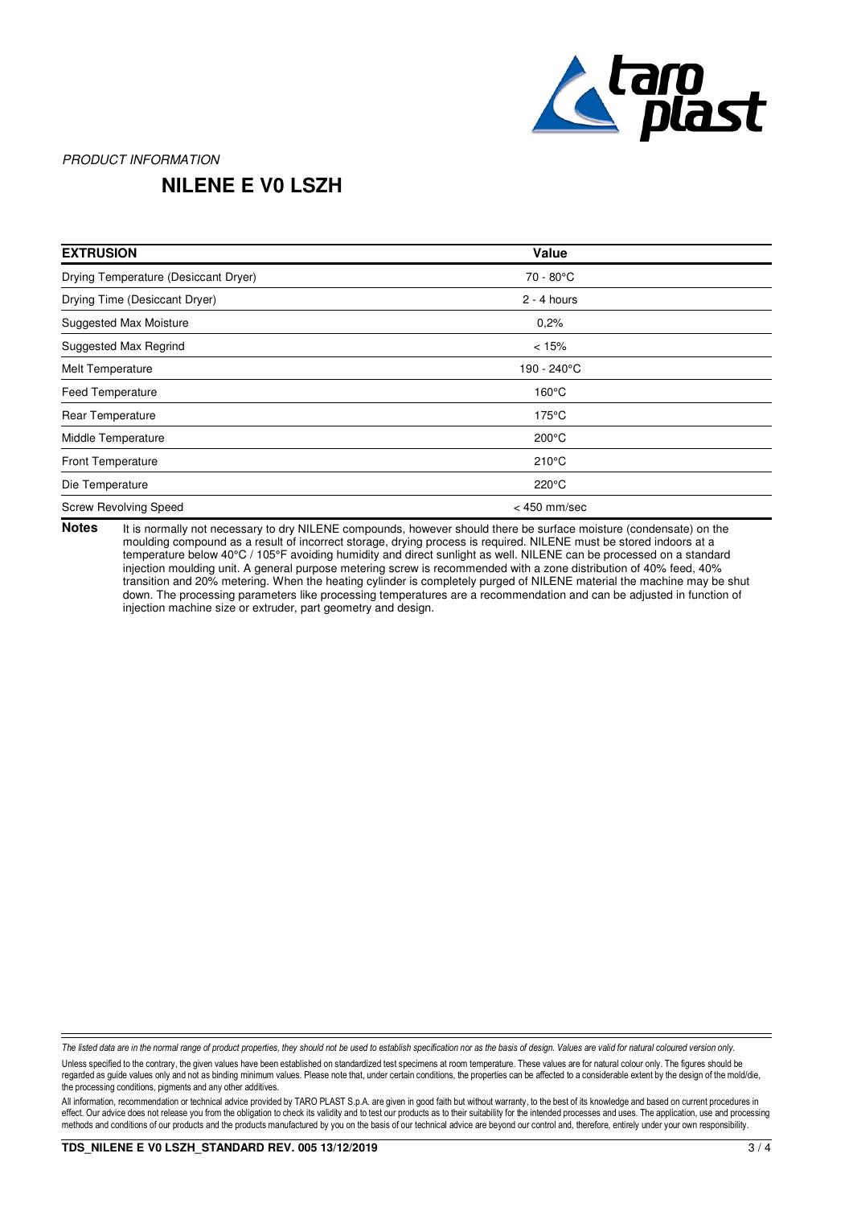*PRODUCT INFORMATION*

# NILENE E V0 LSZH

| EXTRUSION | Value |
|---|---|
| Drying Temperature (Desiccant Dryer) | 70 - 80°C |
| Drying Time (Desiccant Dryer) | 2 - 4 hours |
| Suggested Max Moisture | 0,2% |
| Suggested Max Regrind | < 15% |
| Melt Temperature | 190 - 240°C |
| Feed Temperature | 160°C |
| Rear Temperature | 175°C |
| Middle Temperature | 200°C |
| Front Temperature | 210°C |
| Die Temperature | 220°C |
| Screw Revolving Speed | < 450 mm/sec |

**Notes** It is normally not necessary to dry NILENE compounds, however should there be surface moisture (condensate) on the moulding compound as a result of incorrect storage, drying process is required. NILENE must be stored indoors at a temperature below 40°C / 105°F avoiding humidity and direct sunlight as well. NILENE can be processed on a standard injection moulding unit. A general purpose metering screw is recommended with a zone distribution of 40% feed, 40% transition and 20% metering. When the heating cylinder is completely purged of NILENE material the machine may be shut down. The processing parameters like processing temperatures are a recommendation and can be adjusted in function of injection machine size or extruder, part geometry and design.

*The listed data are in the normal range of product properties, they should not be used to establish specification nor as the basis of design. Values are valid for natural coloured version only.*

Unless specified to the contrary, the given values have been established on standardized test specimens at room temperature. These values are for natural colour only. The figures should be regarded as guide values only and not as binding minimum values. Please note that, under certain conditions, the properties can be affected to a considerable extent by the design of the mold/die, the processing conditions, pigments and any other additives.

All information, recommendation or technical advice provided by TARO PLAST S.p.A. are given in good faith but without warranty, to the best of its knowledge and based on current procedures in effect. Our advice does not release you from the obligation to check its validity and to test our products as to their suitability for the intended processes and uses. The application, use and processing methods and conditions of our products and the products manufactured by you on the basis of our technical advice are beyond our control and, therefore, entirely under your own responsibility.

**TDS_NILENE E V0 LSZH_STANDARD REV. 005 13/12/2019**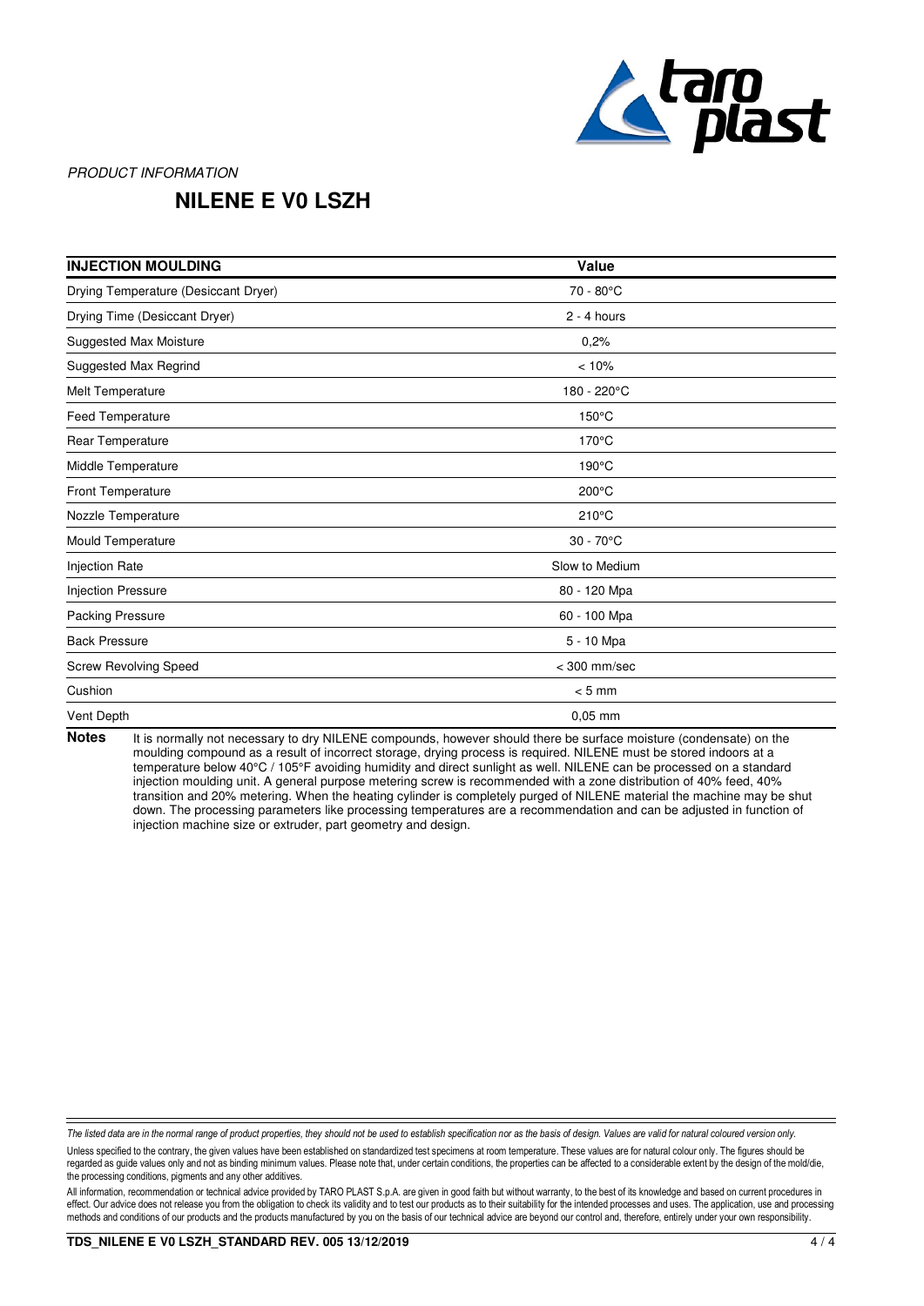*PRODUCT INFORMATION*

# NILENE E V0 LSZH

| INJECTION MOULDING | Value |
|---|---|
| Drying Temperature (Desiccant Dryer) | 70 - 80°C |
| Drying Time (Desiccant Dryer) | 2 - 4 hours |
| Suggested Max Moisture | 0,2% |
| Suggested Max Regrind | < 10% |
| Melt Temperature | 180 - 220°C |
| Feed Temperature | 150°C |
| Rear Temperature | 170°C |
| Middle Temperature | 190°C |
| Front Temperature | 200°C |
| Nozzle Temperature | 210°C |
| Mould Temperature | 30 - 70°C |
| Injection Rate | Slow to Medium |
| Injection Pressure | 80 - 120 Mpa |
| Packing Pressure | 60 - 100 Mpa |
| Back Pressure | 5 - 10 Mpa |
| Screw Revolving Speed | < 300 mm/sec |
| Cushion | < 5 mm |
| Vent Depth | 0,05 mm |

**Notes** It is normally not necessary to dry NILENE compounds, however should there be surface moisture (condensate) on the moulding compound as a result of incorrect storage, drying process is required. NILENE must be stored indoors at a temperature below 40°C / 105°F avoiding humidity and direct sunlight as well. NILENE can be processed on a standard injection moulding unit. A general purpose metering screw is recommended with a zone distribution of 40% feed, 40% transition and 20% metering. When the heating cylinder is completely purged of NILENE material the machine may be shut down. The processing parameters like processing temperatures are a recommendation and can be adjusted in function of injection machine size or extruder, part geometry and design.

*The listed data are in the normal range of product properties, they should not be used to establish specification nor as the basis of design. Values are valid for natural coloured version only.*

Unless specified to the contrary, the given values have been established on standardized test specimens at room temperature. These values are for natural colour only. The figures should be regarded as guide values only and not as binding minimum values. Please note that, under certain conditions, the properties can be affected to a considerable extent by the design of the mold/die, the processing conditions, pigments and any other additives.

All information, recommendation or technical advice provided by TARO PLAST S.p.A. are given in good faith but without warranty, to the best of its knowledge and based on current procedures in effect. Our advice does not release you from the obligation to check its validity and to test our products as to their suitability for the intended processes and uses. The application, use and processing methods and conditions of our products and the products manufactured by you on the basis of our technical advice are beyond our control and, therefore, entirely under your own responsibility.

**TDS_NILENE E V0 LSZH_STANDARD REV. 005 13/12/2019**